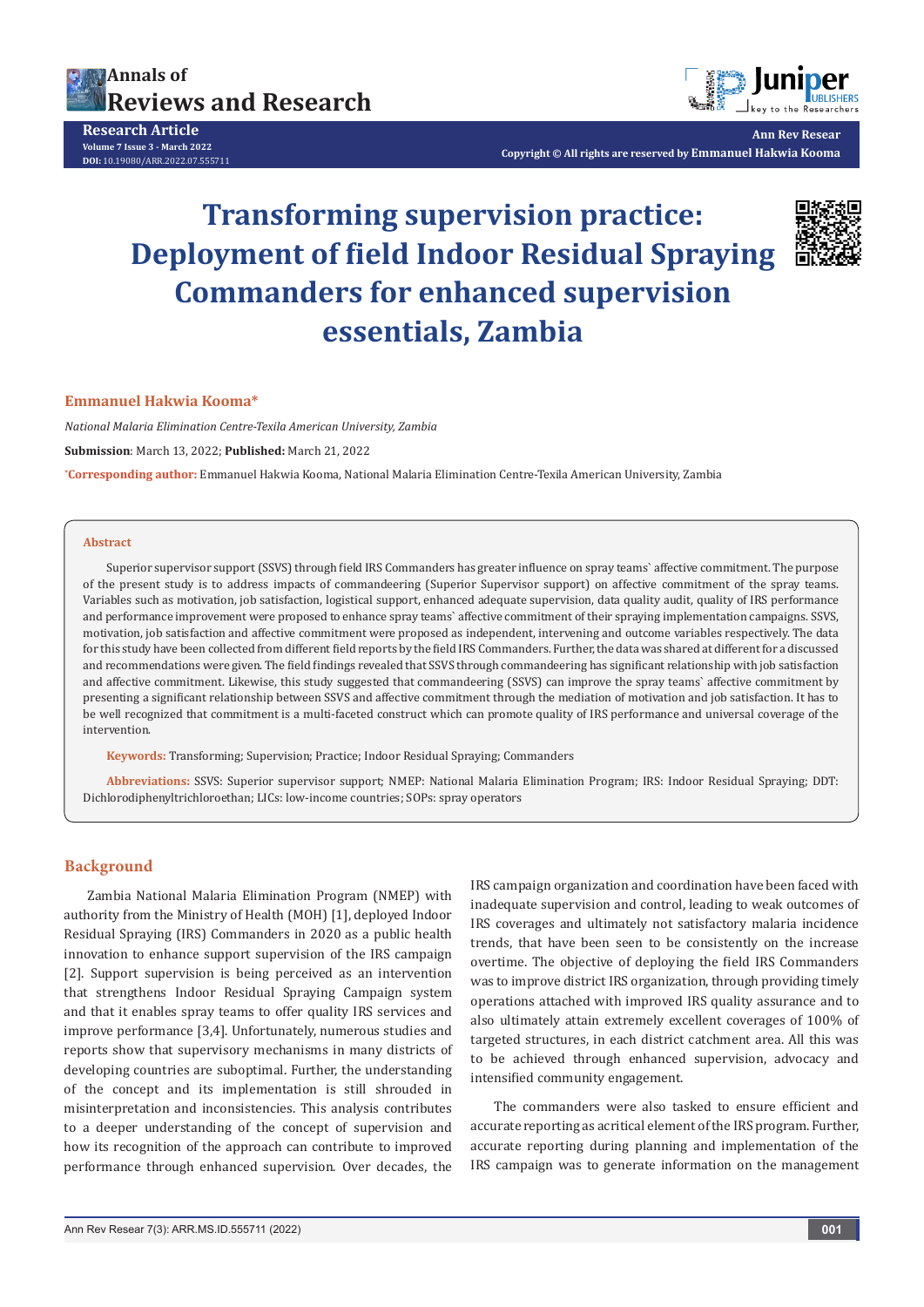Research Article

Volume 7 Issue 3 - March 2022

DOI: 10.19080/ARR.2022.07.555711

Copyright © All rights are reserved by Emmanuel Hakwia Kooma

# Transforming supervision practice: Deployment of field Indoor Residual Spraying Commanders for enhanced supervision essentials, Zambia

**Emmanuel Hakwia Kooma***

*National Malaria Elimination Centre-Texila American University, Zambia*

**Submission**: March 13, 2022; **Published:** March 21, 2022

***Corresponding author:** Emmanuel Hakwia Kooma, National Malaria Elimination Centre-Texila American University, Zambia

## Abstract

Superior supervisor support (SSVS) through field IRS Commanders has greater influence on spray teams` affective commitment. The purpose of the present study is to address impacts of commandeering (Superior Supervisor support) on affective commitment of the spray teams. Variables such as motivation, job satisfaction, logistical support, enhanced adequate supervision, data quality audit, quality of IRS performance and performance improvement were proposed to enhance spray teams` affective commitment of their spraying implementation campaigns. SSVS, motivation, job satisfaction and affective commitment were proposed as independent, intervening and outcome variables respectively. The data for this study have been collected from different field reports by the field IRS Commanders. Further, the data was shared at different for a discussed and recommendations were given. The field findings revealed that SSVS through commandeering has significant relationship with job satisfaction and affective commitment. Likewise, this study suggested that commandeering (SSVS) can improve the spray teams` affective commitment by presenting a significant relationship between SSVS and affective commitment through the mediation of motivation and job satisfaction. It has to be well recognized that commitment is a multi-faceted construct which can promote quality of IRS performance and universal coverage of the intervention.

**Keywords:** Transforming; Supervision; Practice; Indoor Residual Spraying; Commanders

**Abbreviations:** SSVS: Superior supervisor support; NMEP: National Malaria Elimination Program; IRS: Indoor Residual Spraying; DDT: Dichlorodiphenyltrichloroethan; LICs: low-income countries; SOPs: spray operators

## Background

Zambia National Malaria Elimination Program (NMEP) with authority from the Ministry of Health (MOH) [1], deployed Indoor Residual Spraying (IRS) Commanders in 2020 as a public health innovation to enhance support supervision of the IRS campaign [2]. Support supervision is being perceived as an intervention that strengthens Indoor Residual Spraying Campaign system and that it enables spray teams to offer quality IRS services and improve performance [3,4]. Unfortunately, numerous studies and reports show that supervisory mechanisms in many districts of developing countries are suboptimal. Further, the understanding of the concept and its implementation is still shrouded in misinterpretation and inconsistencies. This analysis contributes to a deeper understanding of the concept of supervision and how its recognition of the approach can contribute to improved performance through enhanced supervision. Over decades, the IRS campaign organization and coordination have been faced with inadequate supervision and control, leading to weak outcomes of IRS coverages and ultimately not satisfactory malaria incidence trends, that have been seen to be consistently on the increase overtime. The objective of deploying the field IRS Commanders was to improve district IRS organization, through providing timely operations attached with improved IRS quality assurance and to also ultimately attain extremely excellent coverages of 100% of targeted structures, in each district catchment area. All this was to be achieved through enhanced supervision, advocacy and intensified community engagement.

The commanders were also tasked to ensure efficient and accurate reporting as acritical element of the IRS program. Further, accurate reporting during planning and implementation of the IRS campaign was to generate information on the management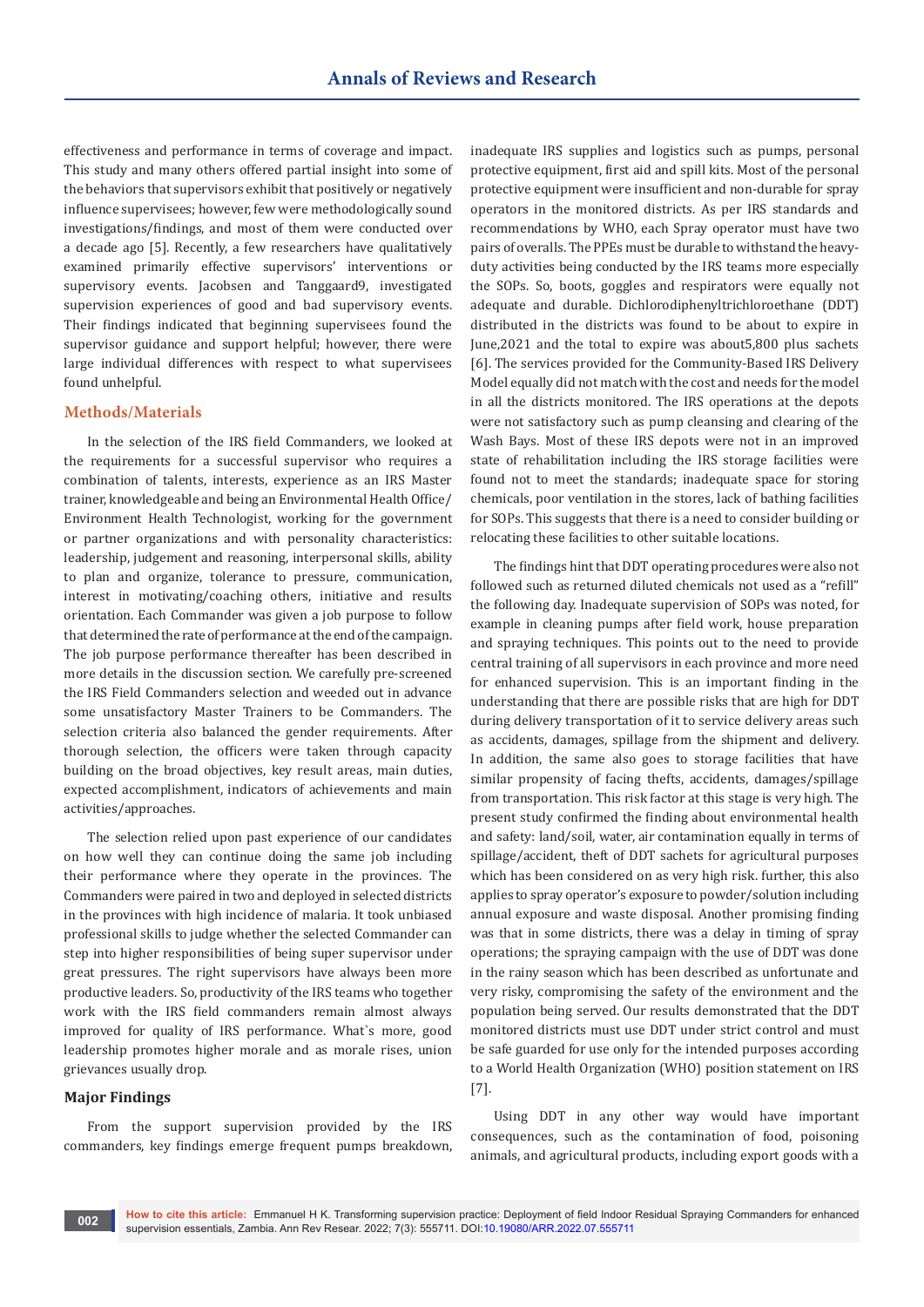effectiveness and performance in terms of coverage and impact. This study and many others offered partial insight into some of the behaviors that supervisors exhibit that positively or negatively influence supervisees; however, few were methodologically sound investigations/findings, and most of them were conducted over a decade ago [5]. Recently, a few researchers have qualitatively examined primarily effective supervisors' interventions or supervisory events. Jacobsen and Tanggaard9, investigated supervision experiences of good and bad supervisory events. Their findings indicated that beginning supervisees found the supervisor guidance and support helpful; however, there were large individual differences with respect to what supervisees found unhelpful.

## Methods/Materials

In the selection of the IRS field Commanders, we looked at the requirements for a successful supervisor who requires a combination of talents, interests, experience as an IRS Master trainer, knowledgeable and being an Environmental Health Office/ Environment Health Technologist, working for the government or partner organizations and with personality characteristics: leadership, judgement and reasoning, interpersonal skills, ability to plan and organize, tolerance to pressure, communication, interest in motivating/coaching others, initiative and results orientation. Each Commander was given a job purpose to follow that determined the rate of performance at the end of the campaign. The job purpose performance thereafter has been described in more details in the discussion section. We carefully pre-screened the IRS Field Commanders selection and weeded out in advance some unsatisfactory Master Trainers to be Commanders. The selection criteria also balanced the gender requirements. After thorough selection, the officers were taken through capacity building on the broad objectives, key result areas, main duties, expected accomplishment, indicators of achievements and main activities/approaches.

The selection relied upon past experience of our candidates on how well they can continue doing the same job including their performance where they operate in the provinces. The Commanders were paired in two and deployed in selected districts in the provinces with high incidence of malaria. It took unbiased professional skills to judge whether the selected Commander can step into higher responsibilities of being super supervisor under great pressures. The right supervisors have always been more productive leaders. So, productivity of the IRS teams who together work with the IRS field commanders remain almost always improved for quality of IRS performance. What`s more, good leadership promotes higher morale and as morale rises, union grievances usually drop.

## Major Findings

From the support supervision provided by the IRS commanders, key findings emerge frequent pumps breakdown, inadequate IRS supplies and logistics such as pumps, personal protective equipment, first aid and spill kits. Most of the personal protective equipment were insufficient and non-durable for spray operators in the monitored districts. As per IRS standards and recommendations by WHO, each Spray operator must have two pairs of overalls. The PPEs must be durable to withstand the heavy-duty activities being conducted by the IRS teams more especially the SOPs. So, boots, goggles and respirators were equally not adequate and durable. Dichlorodiphenyltrichloroethane (DDT) distributed in the districts was found to be about to expire in June,2021 and the total to expire was about5,800 plus sachets [6]. The services provided for the Community-Based IRS Delivery Model equally did not match with the cost and needs for the model in all the districts monitored. The IRS operations at the depots were not satisfactory such as pump cleansing and clearing of the Wash Bays. Most of these IRS depots were not in an improved state of rehabilitation including the IRS storage facilities were found not to meet the standards; inadequate space for storing chemicals, poor ventilation in the stores, lack of bathing facilities for SOPs. This suggests that there is a need to consider building or relocating these facilities to other suitable locations.

The findings hint that DDT operating procedures were also not followed such as returned diluted chemicals not used as a "refill" the following day. Inadequate supervision of SOPs was noted, for example in cleaning pumps after field work, house preparation and spraying techniques. This points out to the need to provide central training of all supervisors in each province and more need for enhanced supervision. This is an important finding in the understanding that there are possible risks that are high for DDT during delivery transportation of it to service delivery areas such as accidents, damages, spillage from the shipment and delivery. In addition, the same also goes to storage facilities that have similar propensity of facing thefts, accidents, damages/spillage from transportation. This risk factor at this stage is very high. The present study confirmed the finding about environmental health and safety: land/soil, water, air contamination equally in terms of spillage/accident, theft of DDT sachets for agricultural purposes which has been considered on as very high risk. further, this also applies to spray operator's exposure to powder/solution including annual exposure and waste disposal. Another promising finding was that in some districts, there was a delay in timing of spray operations; the spraying campaign with the use of DDT was done in the rainy season which has been described as unfortunate and very risky, compromising the safety of the environment and the population being served. Our results demonstrated that the DDT monitored districts must use DDT under strict control and must be safe guarded for use only for the intended purposes according to a World Health Organization (WHO) position statement on IRS [7].

Using DDT in any other way would have important consequences, such as the contamination of food, poisoning animals, and agricultural products, including export goods with a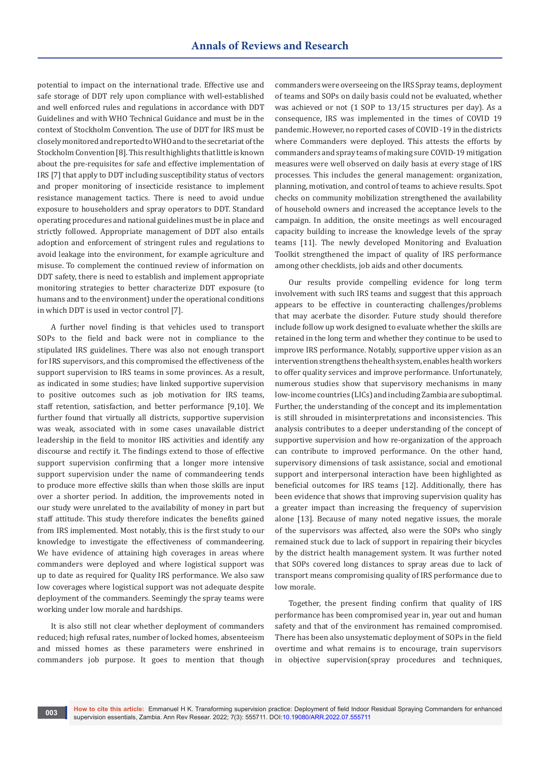potential to impact on the international trade. Effective use and safe storage of DDT rely upon compliance with well-established and well enforced rules and regulations in accordance with DDT Guidelines and with WHO Technical Guidance and must be in the context of Stockholm Convention. The use of DDT for IRS must be closely monitored and reported to WHO and to the secretariat of the Stockholm Convention [8]. This result highlights that little is known about the pre-requisites for safe and effective implementation of IRS [7] that apply to DDT including susceptibility status of vectors and proper monitoring of insecticide resistance to implement resistance management tactics. There is need to avoid undue exposure to householders and spray operators to DDT. Standard operating procedures and national guidelines must be in place and strictly followed. Appropriate management of DDT also entails adoption and enforcement of stringent rules and regulations to avoid leakage into the environment, for example agriculture and misuse. To complement the continued review of information on DDT safety, there is need to establish and implement appropriate monitoring strategies to better characterize DDT exposure (to humans and to the environment) under the operational conditions in which DDT is used in vector control [7].

A further novel finding is that vehicles used to transport SOPs to the field and back were not in compliance to the stipulated IRS guidelines. There was also not enough transport for IRS supervisors, and this compromised the effectiveness of the support supervision to IRS teams in some provinces. As a result, as indicated in some studies; have linked supportive supervision to positive outcomes such as job motivation for IRS teams, staff retention, satisfaction, and better performance [9,10]. We further found that virtually all districts, supportive supervision was weak, associated with in some cases unavailable district leadership in the field to monitor IRS activities and identify any discourse and rectify it. The findings extend to those of effective support supervision confirming that a longer more intensive support supervision under the name of commandeering tends to produce more effective skills than when those skills are input over a shorter period. In addition, the improvements noted in our study were unrelated to the availability of money in part but staff attitude. This study therefore indicates the benefits gained from IRS implemented. Most notably, this is the first study to our knowledge to investigate the effectiveness of commandeering. We have evidence of attaining high coverages in areas where commanders were deployed and where logistical support was up to date as required for Quality IRS performance. We also saw low coverages where logistical support was not adequate despite deployment of the commanders. Seemingly the spray teams were working under low morale and hardships.

It is also still not clear whether deployment of commanders reduced; high refusal rates, number of locked homes, absenteeism and missed homes as these parameters were enshrined in commanders job purpose. It goes to mention that though commanders were overseeing on the IRS Spray teams, deployment of teams and SOPs on daily basis could not be evaluated, whether was achieved or not (1 SOP to 13/15 structures per day). As a consequence, IRS was implemented in the times of COVID 19 pandemic. However, no reported cases of COVID -19 in the districts where Commanders were deployed. This attests the efforts by commanders and spray teams of making sure COVID-19 mitigation measures were well observed on daily basis at every stage of IRS processes. This includes the general management: organization, planning, motivation, and control of teams to achieve results. Spot checks on community mobilization strengthened the availability of household owners and increased the acceptance levels to the campaign. In addition, the onsite meetings as well encouraged capacity building to increase the knowledge levels of the spray teams [11]. The newly developed Monitoring and Evaluation Toolkit strengthened the impact of quality of IRS performance among other checklists, job aids and other documents.

Our results provide compelling evidence for long term involvement with such IRS teams and suggest that this approach appears to be effective in counteracting challenges/problems that may acerbate the disorder. Future study should therefore include follow up work designed to evaluate whether the skills are retained in the long term and whether they continue to be used to improve IRS performance. Notably, supportive upper vision as an intervention strengthens the health system, enables health workers to offer quality services and improve performance. Unfortunately, numerous studies show that supervisory mechanisms in many low-income countries (LICs) and including Zambia are suboptimal. Further, the understanding of the concept and its implementation is still shrouded in misinterpretations and inconsistencies. This analysis contributes to a deeper understanding of the concept of supportive supervision and how re-organization of the approach can contribute to improved performance. On the other hand, supervisory dimensions of task assistance, social and emotional support and interpersonal interaction have been highlighted as beneficial outcomes for IRS teams [12]. Additionally, there has been evidence that shows that improving supervision quality has a greater impact than increasing the frequency of supervision alone [13]. Because of many noted negative issues, the morale of the supervisors was affected, also were the SOPs who singly remained stuck due to lack of support in repairing their bicycles by the district health management system. It was further noted that SOPs covered long distances to spray areas due to lack of transport means compromising quality of IRS performance due to low morale.

Together, the present finding confirm that quality of IRS performance has been compromised year in, year out and human safety and that of the environment has remained compromised. There has been also unsystematic deployment of SOPs in the field overtime and what remains is to encourage, train supervisors in objective supervision(spray procedures and techniques,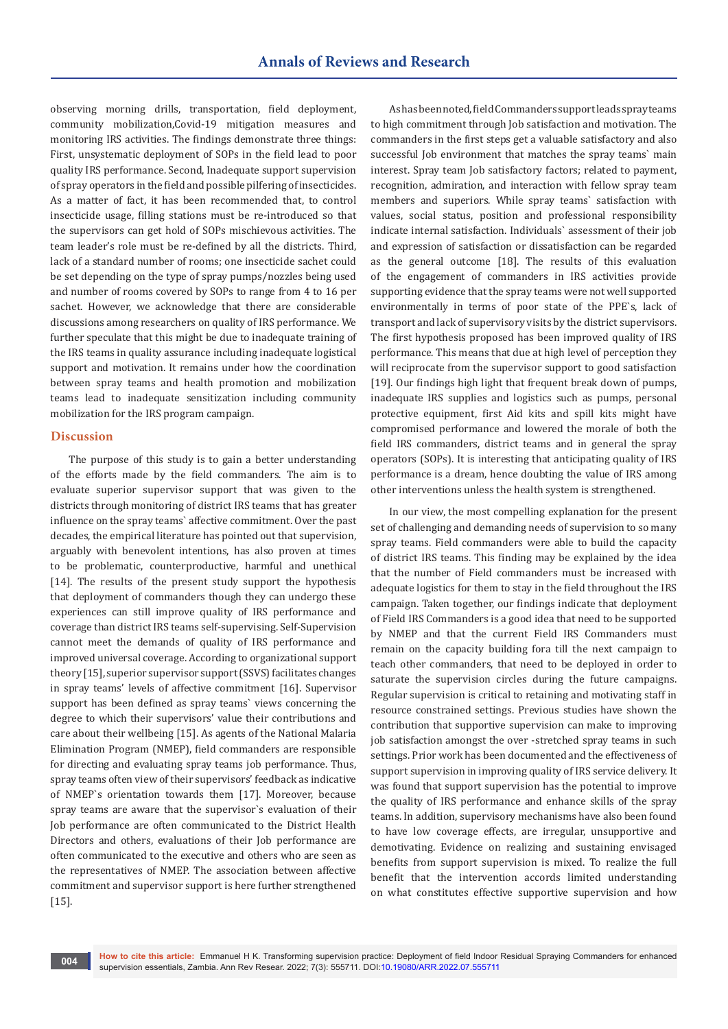observing morning drills, transportation, field deployment, community mobilization,Covid-19 mitigation measures and monitoring IRS activities. The findings demonstrate three things: First, unsystematic deployment of SOPs in the field lead to poor quality IRS performance. Second, Inadequate support supervision of spray operators in the field and possible pilfering of insecticides. As a matter of fact, it has been recommended that, to control insecticide usage, filling stations must be re-introduced so that the supervisors can get hold of SOPs mischievous activities. The team leader's role must be re-defined by all the districts. Third, lack of a standard number of rooms; one insecticide sachet could be set depending on the type of spray pumps/nozzles being used and number of rooms covered by SOPs to range from 4 to 16 per sachet. However, we acknowledge that there are considerable discussions among researchers on quality of IRS performance. We further speculate that this might be due to inadequate training of the IRS teams in quality assurance including inadequate logistical support and motivation. It remains under how the coordination between spray teams and health promotion and mobilization teams lead to inadequate sensitization including community mobilization for the IRS program campaign.

## Discussion

The purpose of this study is to gain a better understanding of the efforts made by the field commanders. The aim is to evaluate superior supervisor support that was given to the districts through monitoring of district IRS teams that has greater influence on the spray teams` affective commitment. Over the past decades, the empirical literature has pointed out that supervision, arguably with benevolent intentions, has also proven at times to be problematic, counterproductive, harmful and unethical [14]. The results of the present study support the hypothesis that deployment of commanders though they can undergo these experiences can still improve quality of IRS performance and coverage than district IRS teams self-supervising. Self-Supervision cannot meet the demands of quality of IRS performance and improved universal coverage. According to organizational support theory [15], superior supervisor support (SSVS) facilitates changes in spray teams' levels of affective commitment [16]. Supervisor support has been defined as spray teams` views concerning the degree to which their supervisors' value their contributions and care about their wellbeing [15]. As agents of the National Malaria Elimination Program (NMEP), field commanders are responsible for directing and evaluating spray teams job performance. Thus, spray teams often view of their supervisors' feedback as indicative of NMEP`s orientation towards them [17]. Moreover, because spray teams are aware that the supervisor`s evaluation of their Job performance are often communicated to the District Health Directors and others, evaluations of their Job performance are often communicated to the executive and others who are seen as the representatives of NMEP. The association between affective commitment and supervisor support is here further strengthened [15].

As has been noted, field Commanders support leads spray teams to high commitment through Job satisfaction and motivation. The commanders in the first steps get a valuable satisfactory and also successful Job environment that matches the spray teams` main interest. Spray team Job satisfactory factors; related to payment, recognition, admiration, and interaction with fellow spray team members and superiors. While spray teams` satisfaction with values, social status, position and professional responsibility indicate internal satisfaction. Individuals` assessment of their job and expression of satisfaction or dissatisfaction can be regarded as the general outcome [18]. The results of this evaluation of the engagement of commanders in IRS activities provide supporting evidence that the spray teams were not well supported environmentally in terms of poor state of the PPE`s, lack of transport and lack of supervisory visits by the district supervisors. The first hypothesis proposed has been improved quality of IRS performance. This means that due at high level of perception they will reciprocate from the supervisor support to good satisfaction [19]. Our findings high light that frequent break down of pumps, inadequate IRS supplies and logistics such as pumps, personal protective equipment, first Aid kits and spill kits might have compromised performance and lowered the morale of both the field IRS commanders, district teams and in general the spray operators (SOPs). It is interesting that anticipating quality of IRS performance is a dream, hence doubting the value of IRS among other interventions unless the health system is strengthened.

In our view, the most compelling explanation for the present set of challenging and demanding needs of supervision to so many spray teams. Field commanders were able to build the capacity of district IRS teams. This finding may be explained by the idea that the number of Field commanders must be increased with adequate logistics for them to stay in the field throughout the IRS campaign. Taken together, our findings indicate that deployment of Field IRS Commanders is a good idea that need to be supported by NMEP and that the current Field IRS Commanders must remain on the capacity building fora till the next campaign to teach other commanders, that need to be deployed in order to saturate the supervision circles during the future campaigns. Regular supervision is critical to retaining and motivating staff in resource constrained settings. Previous studies have shown the contribution that supportive supervision can make to improving job satisfaction amongst the over -stretched spray teams in such settings. Prior work has been documented and the effectiveness of support supervision in improving quality of IRS service delivery. It was found that support supervision has the potential to improve the quality of IRS performance and enhance skills of the spray teams. In addition, supervisory mechanisms have also been found to have low coverage effects, are irregular, unsupportive and demotivating. Evidence on realizing and sustaining envisaged benefits from support supervision is mixed. To realize the full benefit that the intervention accords limited understanding on what constitutes effective supportive supervision and how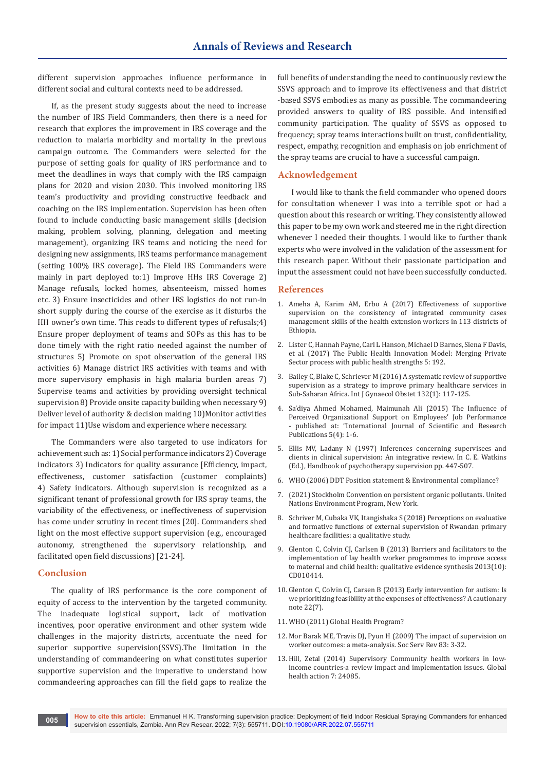different supervision approaches influence performance in different social and cultural contexts need to be addressed.

If, as the present study suggests about the need to increase the number of IRS Field Commanders, then there is a need for research that explores the improvement in IRS coverage and the reduction to malaria morbidity and mortality in the previous campaign outcome. The Commanders were selected for the purpose of setting goals for quality of IRS performance and to meet the deadlines in ways that comply with the IRS campaign plans for 2020 and vision 2030. This involved monitoring IRS team's productivity and providing constructive feedback and coaching on the IRS implementation. Supervision has been often found to include conducting basic management skills (decision making, problem solving, planning, delegation and meeting management), organizing IRS teams and noticing the need for designing new assignments, IRS teams performance management (setting 100% IRS coverage). The Field IRS Commanders were mainly in part deployed to:1) Improve HHs IRS Coverage 2) Manage refusals, locked homes, absenteeism, missed homes etc. 3) Ensure insecticides and other IRS logistics do not run-in short supply during the course of the exercise as it disturbs the HH owner's own time. This reads to different types of refusals;4) Ensure proper deployment of teams and SOPs as this has to be done timely with the right ratio needed against the number of structures 5) Promote on spot observation of the general IRS activities 6) Manage district IRS activities with teams and with more supervisory emphasis in high malaria burden areas 7) Supervise teams and activities by providing oversight technical supervision 8) Provide onsite capacity building when necessary 9) Deliver level of authority & decision making 10)Monitor activities for impact 11)Use wisdom and experience where necessary.

The Commanders were also targeted to use indicators for achievement such as: 1) Social performance indicators 2) Coverage indicators 3) Indicators for quality assurance [Efficiency, impact, effectiveness, customer satisfaction (customer complaints) 4) Safety indicators. Although supervision is recognized as a significant tenant of professional growth for IRS spray teams, the variability of the effectiveness, or ineffectiveness of supervision has come under scrutiny in recent times [20]. Commanders shed light on the most effective support supervision (e.g., encouraged autonomy, strengthened the supervisory relationship, and facilitated open field discussions) [21-24].

## Conclusion

The quality of IRS performance is the core component of equity of access to the intervention by the targeted community. The inadequate logistical support, lack of motivation incentives, poor operative environment and other system wide challenges in the majority districts, accentuate the need for superior supportive supervision(SSVS).The limitation in the understanding of commandeering on what constitutes superior supportive supervision and the imperative to understand how commandeering approaches can fill the field gaps to realize the full benefits of understanding the need to continuously review the SSVS approach and to improve its effectiveness and that district -based SSVS embodies as many as possible. The commandeering provided answers to quality of IRS possible. And intensified community participation. The quality of SSVS as opposed to frequency; spray teams interactions built on trust, confidentiality, respect, empathy, recognition and emphasis on job enrichment of the spray teams are crucial to have a successful campaign.

## Acknowledgement

I would like to thank the field commander who opened doors for consultation whenever I was into a terrible spot or had a question about this research or writing. They consistently allowed this paper to be my own work and steered me in the right direction whenever I needed their thoughts. I would like to further thank experts who were involved in the validation of the assessment for this research paper. Without their passionate participation and input the assessment could not have been successfully conducted.

## References

1. Ameha A, Karim AM, Erbo A (2017) Effectiveness of supportive supervision on the consistency of integrated community cases management skills of the health extension workers in 113 districts of Ethiopia.
2. Lister C, Hannah Payne, Carl L Hanson, Michael D Barnes, Siena F Davis, et al. (2017) The Public Health Innovation Model: Merging Private Sector process with public health strengths 5: 192.
3. Bailey C, Blake C, Schriever M (2016) A systematic review of supportive supervision as a strategy to improve primary healthcare services in Sub-Saharan Africa. Int J Gynaecol Obstet 132(1): 117-125.
4. Sa'diya Ahmed Mohamed, Maimunah Ali (2015) The Influence of Perceived Organizational Support on Employees' Job Performance - published at: "International Journal of Scientific and Research Publications 5(4): 1-6.
5. Ellis MV, Ladany N (1997) Inferences concerning supervisees and clients in clinical supervision: An integrative review. In C. E. Watkins (Ed.), Handbook of psychotherapy supervision pp. 447-507.
6. WHO (2006) DDT Position statement & Environmental compliance?
7. (2021) Stockholm Convention on persistent organic pollutants. United Nations Environment Program, New York.
8. Schriver M, Cubaka VK, Itangishaka S (2018) Perceptions on evaluative and formative functions of external supervision of Rwandan primary healthcare facilities: a qualitative study.
9. Glenton C, Colvin CJ, Carlsen B (2013) Barriers and facilitators to the implementation of lay health worker programmes to improve access to maternal and child health: qualitative evidence synthesis 2013(10): CD010414.
10. Glenton C, Colvin CJ, Carsen B (2013) Early intervention for autism: Is we prioritizing feasibility at the expenses of effectiveness? A cautionary note 22(7).
11. WHO (2011) Global Health Program?
12. Mor Barak ME, Travis DJ, Pyun H (2009) The impact of supervision on worker outcomes: a meta-analysis. Soc Serv Rev 83: 3-32.
13. Hill, Zetal (2014) Supervisory Community health workers in low-income countries-a review impact and implementation issues. Global health action 7: 24085.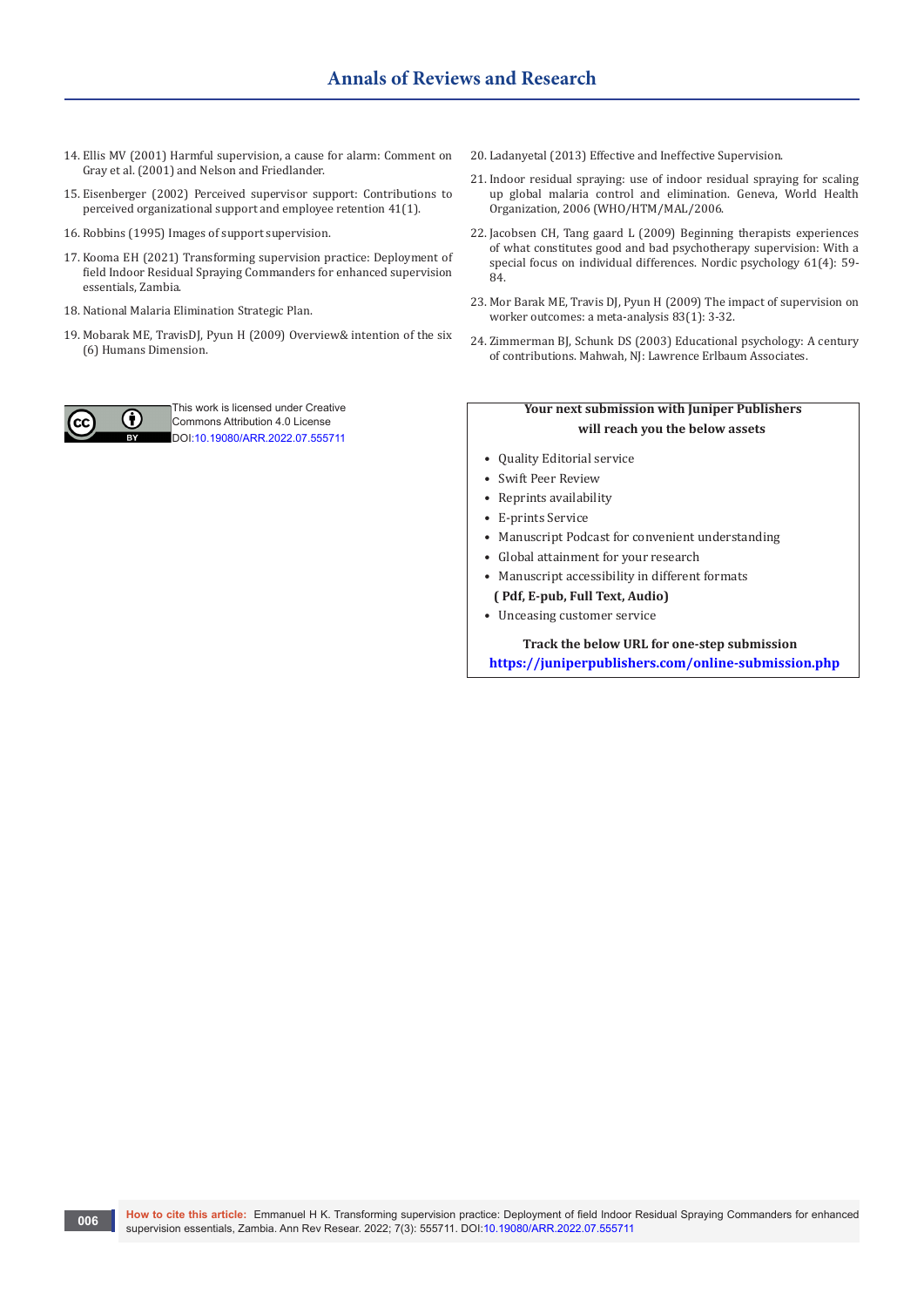14. Ellis MV (2001) Harmful supervision, a cause for alarm: Comment on Gray et al. (2001) and Nelson and Friedlander.
15. Eisenberger (2002) Perceived supervisor support: Contributions to perceived organizational support and employee retention 41(1).
16. Robbins (1995) Images of support supervision.
17. Kooma EH (2021) Transforming supervision practice: Deployment of field Indoor Residual Spraying Commanders for enhanced supervision essentials, Zambia.
18. National Malaria Elimination Strategic Plan.
19. Mobarak ME, TravisDJ, Pyun H (2009) Overview& intention of the six (6) Humans Dimension.
20. Ladanyetal (2013) Effective and Ineffective Supervision.
21. Indoor residual spraying: use of indoor residual spraying for scaling up global malaria control and elimination. Geneva, World Health Organization, 2006 (WHO/HTM/MAL/2006.
22. Jacobsen CH, Tang gaard L (2009) Beginning therapists experiences of what constitutes good and bad psychotherapy supervision: With a special focus on individual differences. Nordic psychology 61(4): 59-84.
23. Mor Barak ME, Travis DJ, Pyun H (2009) The impact of supervision on worker outcomes: a meta-analysis 83(1): 3-32.
24. Zimmerman BJ, Schunk DS (2003) Educational psychology: A century of contributions. Mahwah, NJ: Lawrence Erlbaum Associates.

This work is licensed under Creative Commons Attribution 4.0 License
DOI:10.19080/ARR.2022.07.555711

**Your next submission with Juniper Publishers will reach you the below assets**

- Quality Editorial service
- Swift Peer Review
- Reprints availability
- E-prints Service
- Manuscript Podcast for convenient understanding
- Global attainment for your research
- Manuscript accessibility in different formats
  **( Pdf, E-pub, Full Text, Audio)**
- Unceasing customer service

**Track the below URL for one-step submission**
**https://juniperpublishers.com/online-submission.php**

**How to cite this article:** Emmanuel H K. Transforming supervision practice: Deployment of field Indoor Residual Spraying Commanders for enhanced supervision essentials, Zambia. Ann Rev Resear. 2022; 7(3): 555711. DOI:10.19080/ARR.2022.07.555711